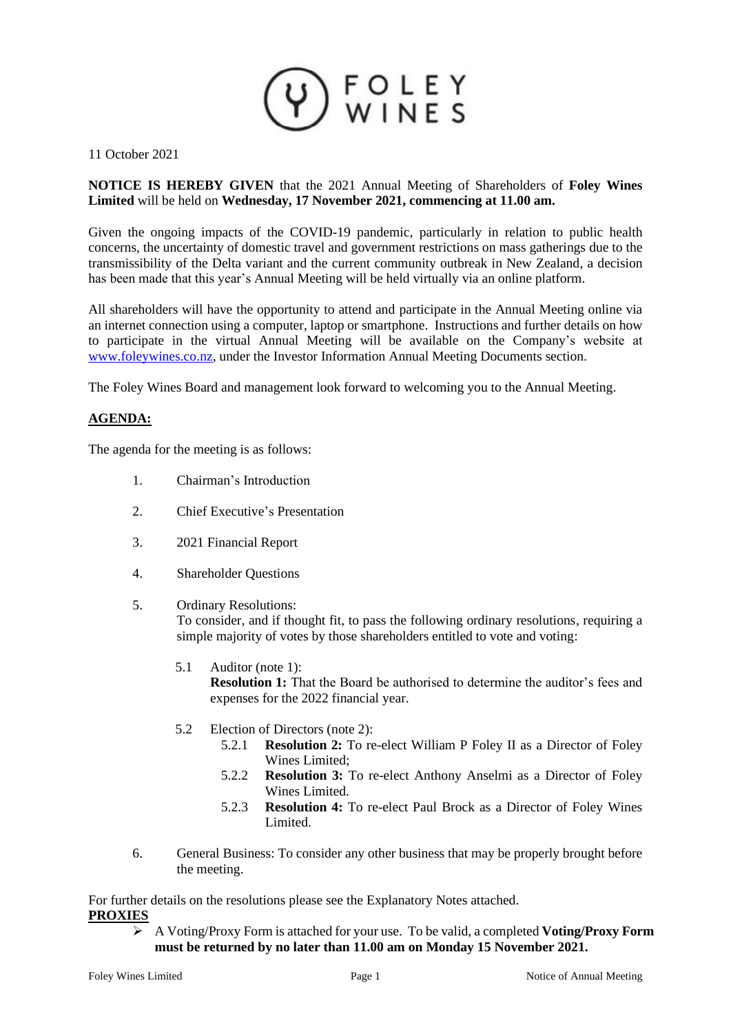FOLEY WINES

11 October 2021

**NOTICE IS HEREBY GIVEN** that the 2021 Annual Meeting of Shareholders of **Foley Wines Limited** will be held on **Wednesday, 17 November 2021, commencing at 11.00 am.**

Given the ongoing impacts of the COVID-19 pandemic, particularly in relation to public health concerns, the uncertainty of domestic travel and government restrictions on mass gatherings due to the transmissibility of the Delta variant and the current community outbreak in New Zealand, a decision has been made that this year's Annual Meeting will be held virtually via an online platform.

All shareholders will have the opportunity to attend and participate in the Annual Meeting online via an internet connection using a computer, laptop or smartphone. Instructions and further details on how to participate in the virtual Annual Meeting will be available on the Company's website at www.foleywines.co.nz, under the Investor Information Annual Meeting Documents section.

The Foley Wines Board and management look forward to welcoming you to the Annual Meeting.

## AGENDA:

The agenda for the meeting is as follows:

1. Chairman's Introduction
2. Chief Executive's Presentation
3. 2021 Financial Report
4. Shareholder Questions
5. Ordinary Resolutions:
   To consider, and if thought fit, to pass the following ordinary resolutions, requiring a simple majority of votes by those shareholders entitled to vote and voting:

   5.1 Auditor (note 1):
   **Resolution 1:** That the Board be authorised to determine the auditor's fees and expenses for the 2022 financial year.

   5.2 Election of Directors (note 2):
   - 5.2.1 **Resolution 2:** To re-elect William P Foley II as a Director of Foley Wines Limited;
   - 5.2.2 **Resolution 3:** To re-elect Anthony Anselmi as a Director of Foley Wines Limited.
   - 5.2.3 **Resolution 4:** To re-elect Paul Brock as a Director of Foley Wines Limited.

6. General Business: To consider any other business that may be properly brought before the meeting.

For further details on the resolutions please see the Explanatory Notes attached.

## PROXIES

- A Voting/Proxy Form is attached for your use. To be valid, a completed **Voting/Proxy Form must be returned by no later than 11.00 am on Monday 15 November 2021.**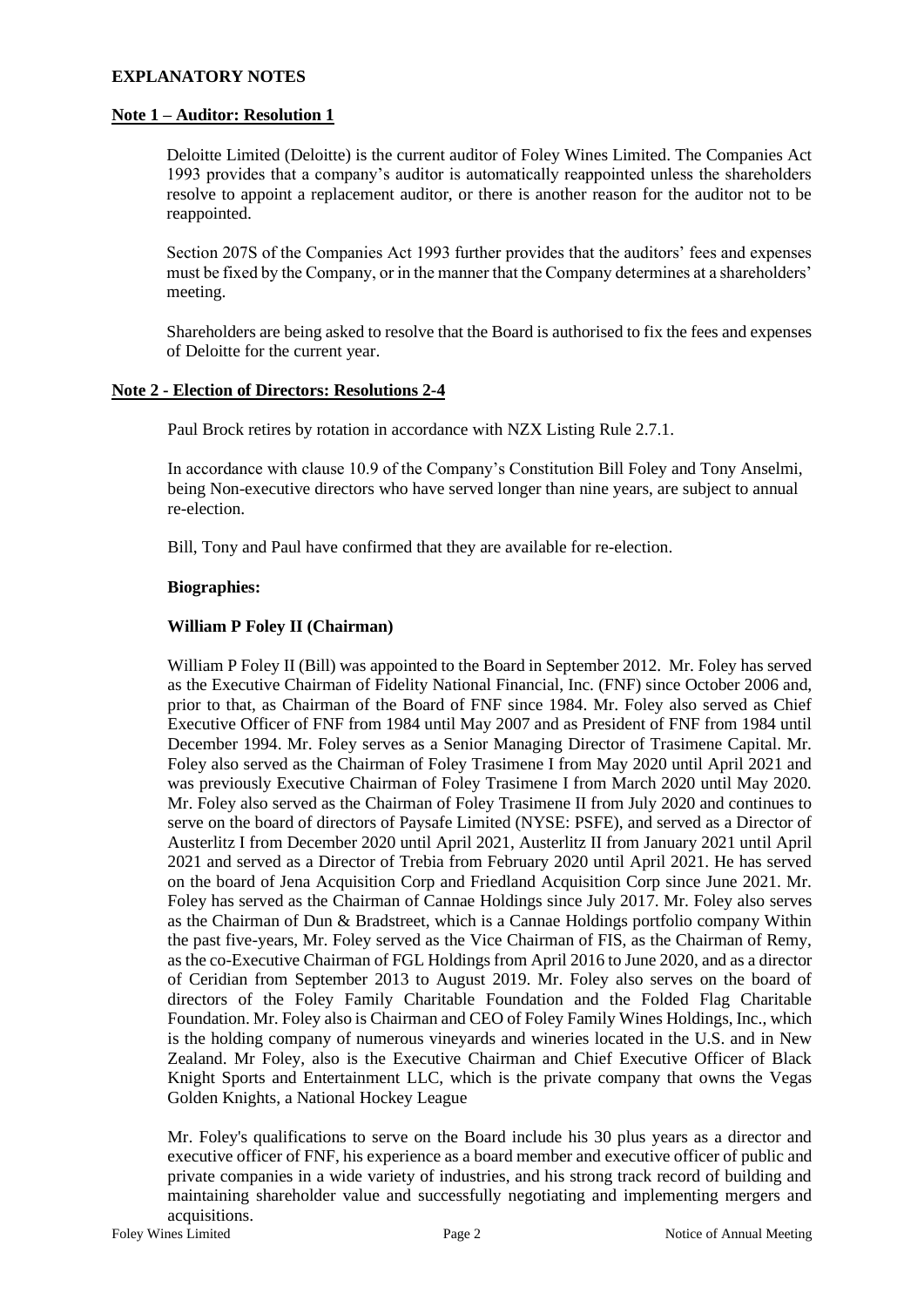## EXPLANATORY NOTES

### Note 1 – Auditor: Resolution 1

Deloitte Limited (Deloitte) is the current auditor of Foley Wines Limited. The Companies Act 1993 provides that a company's auditor is automatically reappointed unless the shareholders resolve to appoint a replacement auditor, or there is another reason for the auditor not to be reappointed.

Section 207S of the Companies Act 1993 further provides that the auditors' fees and expenses must be fixed by the Company, or in the manner that the Company determines at a shareholders' meeting.

Shareholders are being asked to resolve that the Board is authorised to fix the fees and expenses of Deloitte for the current year.

### Note 2 - Election of Directors: Resolutions 2-4

Paul Brock retires by rotation in accordance with NZX Listing Rule 2.7.1.

In accordance with clause 10.9 of the Company's Constitution Bill Foley and Tony Anselmi, being Non-executive directors who have served longer than nine years, are subject to annual re-election.

Bill, Tony and Paul have confirmed that they are available for re-election.

**Biographies:**

**William P Foley II (Chairman)**

William P Foley II (Bill) was appointed to the Board in September 2012. Mr. Foley has served as the Executive Chairman of Fidelity National Financial, Inc. (FNF) since October 2006 and, prior to that, as Chairman of the Board of FNF since 1984. Mr. Foley also served as Chief Executive Officer of FNF from 1984 until May 2007 and as President of FNF from 1984 until December 1994. Mr. Foley serves as a Senior Managing Director of Trasimene Capital. Mr. Foley also served as the Chairman of Foley Trasimene I from May 2020 until April 2021 and was previously Executive Chairman of Foley Trasimene I from March 2020 until May 2020. Mr. Foley also served as the Chairman of Foley Trasimene II from July 2020 and continues to serve on the board of directors of Paysafe Limited (NYSE: PSFE), and served as a Director of Austerlitz I from December 2020 until April 2021, Austerlitz II from January 2021 until April 2021 and served as a Director of Trebia from February 2020 until April 2021. He has served on the board of Jena Acquisition Corp and Friedland Acquisition Corp since June 2021. Mr. Foley has served as the Chairman of Cannae Holdings since July 2017. Mr. Foley also serves as the Chairman of Dun & Bradstreet, which is a Cannae Holdings portfolio company Within the past five-years, Mr. Foley served as the Vice Chairman of FIS, as the Chairman of Remy, as the co-Executive Chairman of FGL Holdings from April 2016 to June 2020, and as a director of Ceridian from September 2013 to August 2019. Mr. Foley also serves on the board of directors of the Foley Family Charitable Foundation and the Folded Flag Charitable Foundation. Mr. Foley also is Chairman and CEO of Foley Family Wines Holdings, Inc., which is the holding company of numerous vineyards and wineries located in the U.S. and in New Zealand. Mr Foley, also is the Executive Chairman and Chief Executive Officer of Black Knight Sports and Entertainment LLC, which is the private company that owns the Vegas Golden Knights, a National Hockey League

Mr. Foley's qualifications to serve on the Board include his 30 plus years as a director and executive officer of FNF, his experience as a board member and executive officer of public and private companies in a wide variety of industries, and his strong track record of building and maintaining shareholder value and successfully negotiating and implementing mergers and acquisitions.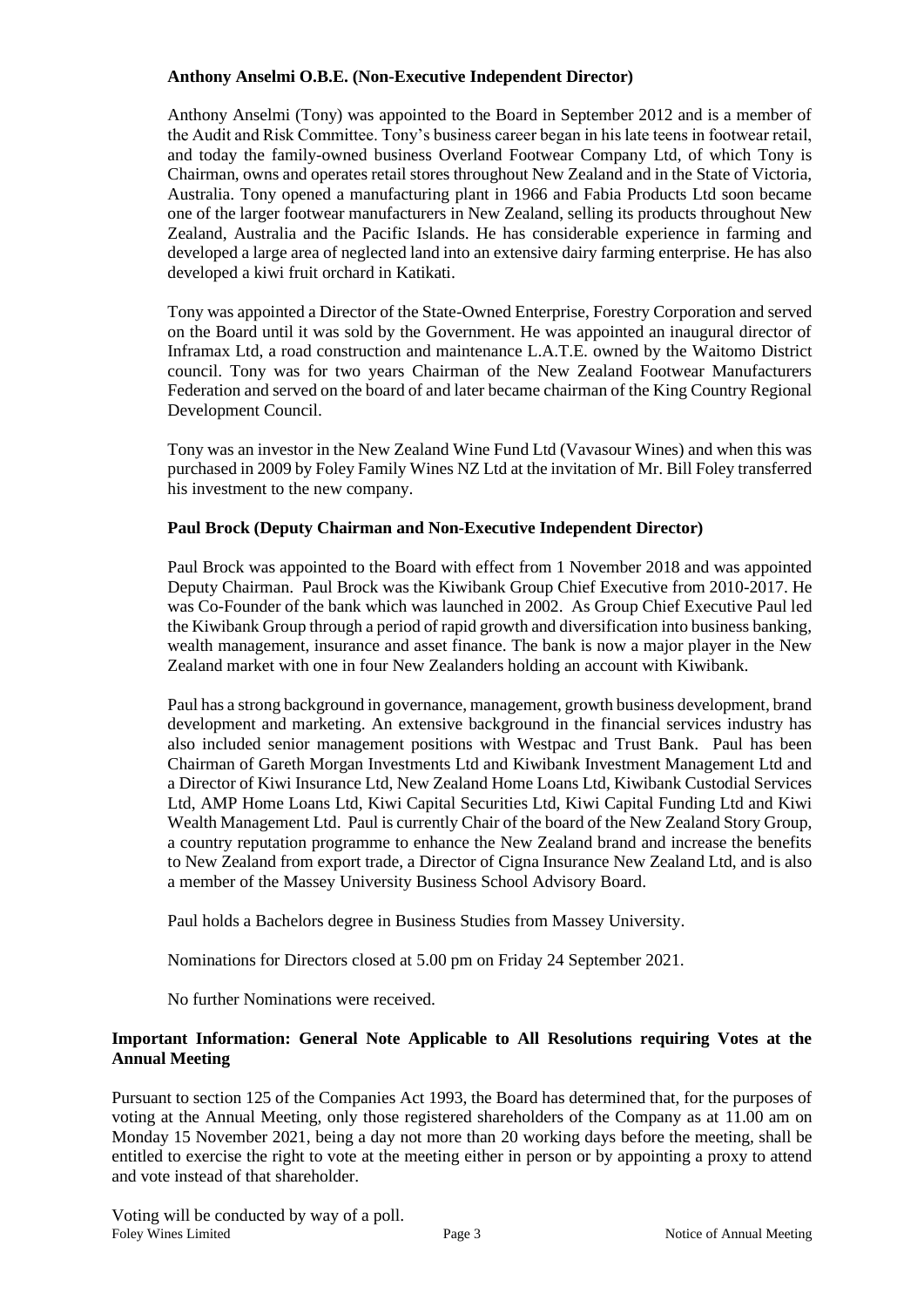**Anthony Anselmi O.B.E. (Non-Executive Independent Director)**

Anthony Anselmi (Tony) was appointed to the Board in September 2012 and is a member of the Audit and Risk Committee. Tony's business career began in his late teens in footwear retail, and today the family-owned business Overland Footwear Company Ltd, of which Tony is Chairman, owns and operates retail stores throughout New Zealand and in the State of Victoria, Australia. Tony opened a manufacturing plant in 1966 and Fabia Products Ltd soon became one of the larger footwear manufacturers in New Zealand, selling its products throughout New Zealand, Australia and the Pacific Islands. He has considerable experience in farming and developed a large area of neglected land into an extensive dairy farming enterprise. He has also developed a kiwi fruit orchard in Katikati.

Tony was appointed a Director of the State-Owned Enterprise, Forestry Corporation and served on the Board until it was sold by the Government. He was appointed an inaugural director of Inframax Ltd, a road construction and maintenance L.A.T.E. owned by the Waitomo District council. Tony was for two years Chairman of the New Zealand Footwear Manufacturers Federation and served on the board of and later became chairman of the King Country Regional Development Council.

Tony was an investor in the New Zealand Wine Fund Ltd (Vavasour Wines) and when this was purchased in 2009 by Foley Family Wines NZ Ltd at the invitation of Mr. Bill Foley transferred his investment to the new company.

**Paul Brock (Deputy Chairman and Non-Executive Independent Director)**

Paul Brock was appointed to the Board with effect from 1 November 2018 and was appointed Deputy Chairman. Paul Brock was the Kiwibank Group Chief Executive from 2010-2017. He was Co-Founder of the bank which was launched in 2002. As Group Chief Executive Paul led the Kiwibank Group through a period of rapid growth and diversification into business banking, wealth management, insurance and asset finance. The bank is now a major player in the New Zealand market with one in four New Zealanders holding an account with Kiwibank.

Paul has a strong background in governance, management, growth business development, brand development and marketing. An extensive background in the financial services industry has also included senior management positions with Westpac and Trust Bank. Paul has been Chairman of Gareth Morgan Investments Ltd and Kiwibank Investment Management Ltd and a Director of Kiwi Insurance Ltd, New Zealand Home Loans Ltd, Kiwibank Custodial Services Ltd, AMP Home Loans Ltd, Kiwi Capital Securities Ltd, Kiwi Capital Funding Ltd and Kiwi Wealth Management Ltd. Paul is currently Chair of the board of the New Zealand Story Group, a country reputation programme to enhance the New Zealand brand and increase the benefits to New Zealand from export trade, a Director of Cigna Insurance New Zealand Ltd, and is also a member of the Massey University Business School Advisory Board.

Paul holds a Bachelors degree in Business Studies from Massey University.

Nominations for Directors closed at 5.00 pm on Friday 24 September 2021.

No further Nominations were received.

**Important Information: General Note Applicable to All Resolutions requiring Votes at the Annual Meeting**

Pursuant to section 125 of the Companies Act 1993, the Board has determined that, for the purposes of voting at the Annual Meeting, only those registered shareholders of the Company as at 11.00 am on Monday 15 November 2021, being a day not more than 20 working days before the meeting, shall be entitled to exercise the right to vote at the meeting either in person or by appointing a proxy to attend and vote instead of that shareholder.

Voting will be conducted by way of a poll.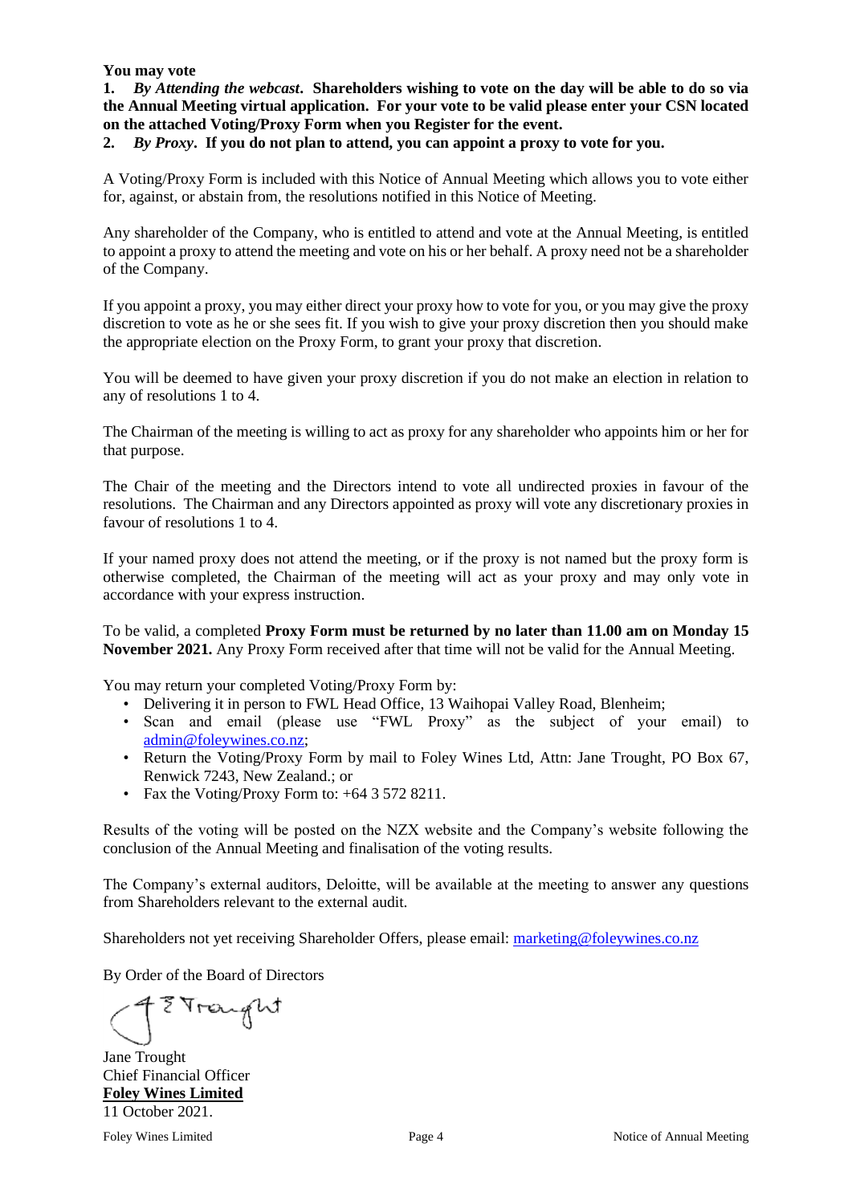**You may vote**

**1.** ***By Attending the webcast*****. Shareholders wishing to vote on the day will be able to do so via the Annual Meeting virtual application. For your vote to be valid please enter your CSN located on the attached Voting/Proxy Form when you Register for the event.**

**2.** ***By Proxy*****. If you do not plan to attend, you can appoint a proxy to vote for you.**

A Voting/Proxy Form is included with this Notice of Annual Meeting which allows you to vote either for, against, or abstain from, the resolutions notified in this Notice of Meeting.

Any shareholder of the Company, who is entitled to attend and vote at the Annual Meeting, is entitled to appoint a proxy to attend the meeting and vote on his or her behalf. A proxy need not be a shareholder of the Company.

If you appoint a proxy, you may either direct your proxy how to vote for you, or you may give the proxy discretion to vote as he or she sees fit. If you wish to give your proxy discretion then you should make the appropriate election on the Proxy Form, to grant your proxy that discretion.

You will be deemed to have given your proxy discretion if you do not make an election in relation to any of resolutions 1 to 4.

The Chairman of the meeting is willing to act as proxy for any shareholder who appoints him or her for that purpose.

The Chair of the meeting and the Directors intend to vote all undirected proxies in favour of the resolutions. The Chairman and any Directors appointed as proxy will vote any discretionary proxies in favour of resolutions 1 to 4.

If your named proxy does not attend the meeting, or if the proxy is not named but the proxy form is otherwise completed, the Chairman of the meeting will act as your proxy and may only vote in accordance with your express instruction.

To be valid, a completed **Proxy Form must be returned by no later than 11.00 am on Monday 15 November 2021.** Any Proxy Form received after that time will not be valid for the Annual Meeting.

You may return your completed Voting/Proxy Form by:

- Delivering it in person to FWL Head Office, 13 Waihopai Valley Road, Blenheim;
- Scan and email (please use "FWL Proxy" as the subject of your email) to admin@foleywines.co.nz;
- Return the Voting/Proxy Form by mail to Foley Wines Ltd, Attn: Jane Trought, PO Box 67, Renwick 7243, New Zealand.; or
- Fax the Voting/Proxy Form to: +64 3 572 8211.

Results of the voting will be posted on the NZX website and the Company's website following the conclusion of the Annual Meeting and finalisation of the voting results.

The Company's external auditors, Deloitte, will be available at the meeting to answer any questions from Shareholders relevant to the external audit.

Shareholders not yet receiving Shareholder Offers, please email: marketing@foleywines.co.nz

By Order of the Board of Directors

J E Trought

Jane Trought
Chief Financial Officer
**Foley Wines Limited**
11 October 2021.